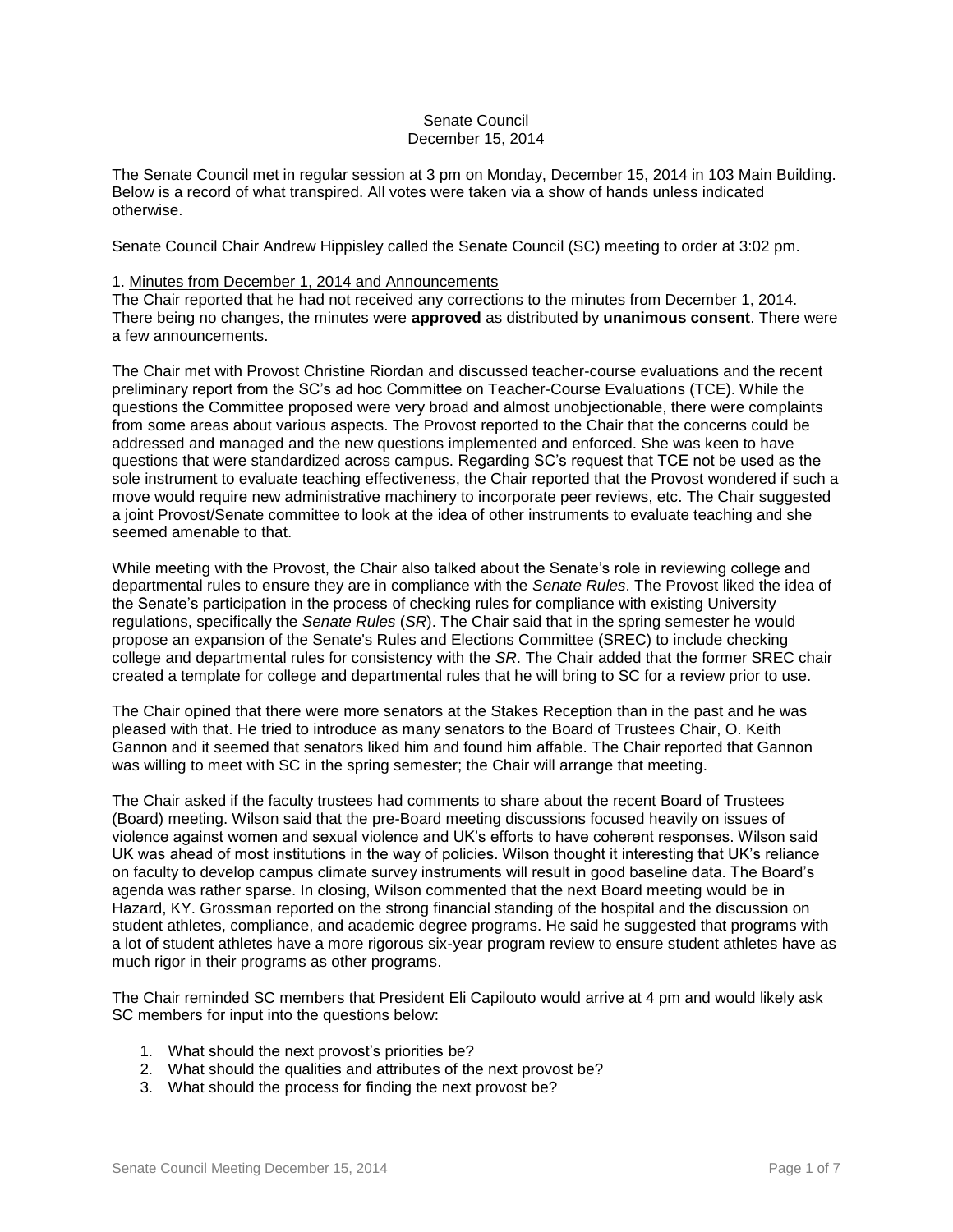Senate Council
December 15, 2014

The Senate Council met in regular session at 3 pm on Monday, December 15, 2014 in 103 Main Building. Below is a record of what transpired. All votes were taken via a show of hands unless indicated otherwise.

Senate Council Chair Andrew Hippisley called the Senate Council (SC) meeting to order at 3:02 pm.

1. Minutes from December 1, 2014 and Announcements

The Chair reported that he had not received any corrections to the minutes from December 1, 2014. There being no changes, the minutes were **approved** as distributed by **unanimous consent**. There were a few announcements.

The Chair met with Provost Christine Riordan and discussed teacher-course evaluations and the recent preliminary report from the SC's ad hoc Committee on Teacher-Course Evaluations (TCE). While the questions the Committee proposed were very broad and almost unobjectionable, there were complaints from some areas about various aspects. The Provost reported to the Chair that the concerns could be addressed and managed and the new questions implemented and enforced. She was keen to have questions that were standardized across campus. Regarding SC's request that TCE not be used as the sole instrument to evaluate teaching effectiveness, the Chair reported that the Provost wondered if such a move would require new administrative machinery to incorporate peer reviews, etc. The Chair suggested a joint Provost/Senate committee to look at the idea of other instruments to evaluate teaching and she seemed amenable to that.

While meeting with the Provost, the Chair also talked about the Senate's role in reviewing college and departmental rules to ensure they are in compliance with the *Senate Rules*. The Provost liked the idea of the Senate's participation in the process of checking rules for compliance with existing University regulations, specifically the *Senate Rules* (*SR*). The Chair said that in the spring semester he would propose an expansion of the Senate's Rules and Elections Committee (SREC) to include checking college and departmental rules for consistency with the *SR*. The Chair added that the former SREC chair created a template for college and departmental rules that he will bring to SC for a review prior to use.

The Chair opined that there were more senators at the Stakes Reception than in the past and he was pleased with that. He tried to introduce as many senators to the Board of Trustees Chair, O. Keith Gannon and it seemed that senators liked him and found him affable. The Chair reported that Gannon was willing to meet with SC in the spring semester; the Chair will arrange that meeting.

The Chair asked if the faculty trustees had comments to share about the recent Board of Trustees (Board) meeting. Wilson said that the pre-Board meeting discussions focused heavily on issues of violence against women and sexual violence and UK's efforts to have coherent responses. Wilson said UK was ahead of most institutions in the way of policies. Wilson thought it interesting that UK's reliance on faculty to develop campus climate survey instruments will result in good baseline data. The Board's agenda was rather sparse. In closing, Wilson commented that the next Board meeting would be in Hazard, KY. Grossman reported on the strong financial standing of the hospital and the discussion on student athletes, compliance, and academic degree programs. He said he suggested that programs with a lot of student athletes have a more rigorous six-year program review to ensure student athletes have as much rigor in their programs as other programs.

The Chair reminded SC members that President Eli Capilouto would arrive at 4 pm and would likely ask SC members for input into the questions below:

1. What should the next provost's priorities be?
2. What should the qualities and attributes of the next provost be?
3. What should the process for finding the next provost be?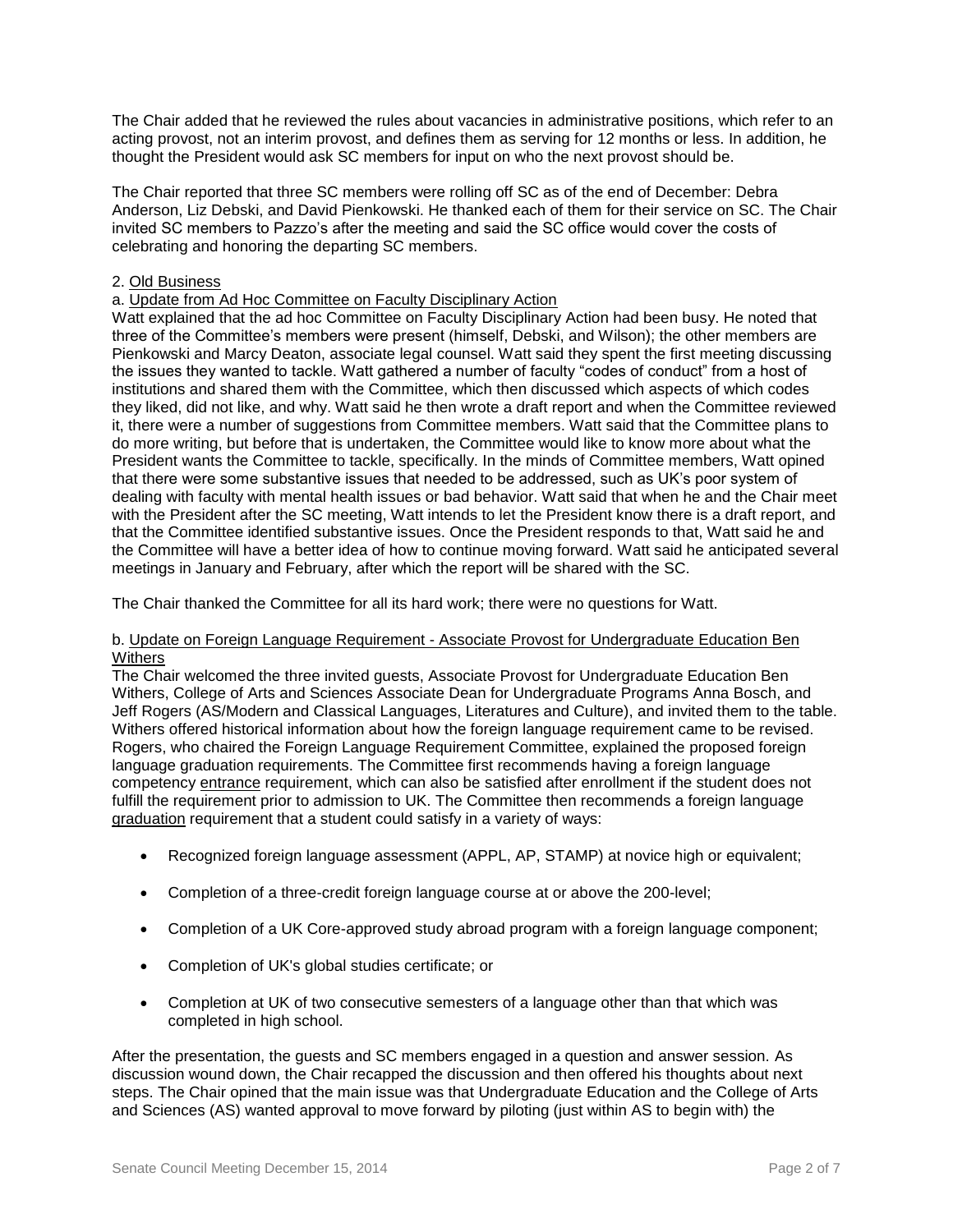The Chair added that he reviewed the rules about vacancies in administrative positions, which refer to an acting provost, not an interim provost, and defines them as serving for 12 months or less. In addition, he thought the President would ask SC members for input on who the next provost should be.

The Chair reported that three SC members were rolling off SC as of the end of December: Debra Anderson, Liz Debski, and David Pienkowski. He thanked each of them for their service on SC. The Chair invited SC members to Pazzo's after the meeting and said the SC office would cover the costs of celebrating and honoring the departing SC members.

2. <u>Old Business</u>

a. <u>Update from Ad Hoc Committee on Faculty Disciplinary Action</u>

Watt explained that the ad hoc Committee on Faculty Disciplinary Action had been busy. He noted that three of the Committee's members were present (himself, Debski, and Wilson); the other members are Pienkowski and Marcy Deaton, associate legal counsel. Watt said they spent the first meeting discussing the issues they wanted to tackle. Watt gathered a number of faculty "codes of conduct" from a host of institutions and shared them with the Committee, which then discussed which aspects of which codes they liked, did not like, and why. Watt said he then wrote a draft report and when the Committee reviewed it, there were a number of suggestions from Committee members. Watt said that the Committee plans to do more writing, but before that is undertaken, the Committee would like to know more about what the President wants the Committee to tackle, specifically. In the minds of Committee members, Watt opined that there were some substantive issues that needed to be addressed, such as UK's poor system of dealing with faculty with mental health issues or bad behavior. Watt said that when he and the Chair meet with the President after the SC meeting, Watt intends to let the President know there is a draft report, and that the Committee identified substantive issues. Once the President responds to that, Watt said he and the Committee will have a better idea of how to continue moving forward. Watt said he anticipated several meetings in January and February, after which the report will be shared with the SC.

The Chair thanked the Committee for all its hard work; there were no questions for Watt.

b. <u>Update on Foreign Language Requirement - Associate Provost for Undergraduate Education Ben Withers</u>

The Chair welcomed the three invited guests, Associate Provost for Undergraduate Education Ben Withers, College of Arts and Sciences Associate Dean for Undergraduate Programs Anna Bosch, and Jeff Rogers (AS/Modern and Classical Languages, Literatures and Culture), and invited them to the table. Withers offered historical information about how the foreign language requirement came to be revised. Rogers, who chaired the Foreign Language Requirement Committee, explained the proposed foreign language graduation requirements. The Committee first recommends having a foreign language competency <u>entrance</u> requirement, which can also be satisfied after enrollment if the student does not fulfill the requirement prior to admission to UK. The Committee then recommends a foreign language <u>graduation</u> requirement that a student could satisfy in a variety of ways:

- Recognized foreign language assessment (APPL, AP, STAMP) at novice high or equivalent;
- Completion of a three-credit foreign language course at or above the 200-level;
- Completion of a UK Core-approved study abroad program with a foreign language component;
- Completion of UK's global studies certificate; or
- Completion at UK of two consecutive semesters of a language other than that which was completed in high school.

After the presentation, the guests and SC members engaged in a question and answer session. As discussion wound down, the Chair recapped the discussion and then offered his thoughts about next steps. The Chair opined that the main issue was that Undergraduate Education and the College of Arts and Sciences (AS) wanted approval to move forward by piloting (just within AS to begin with) the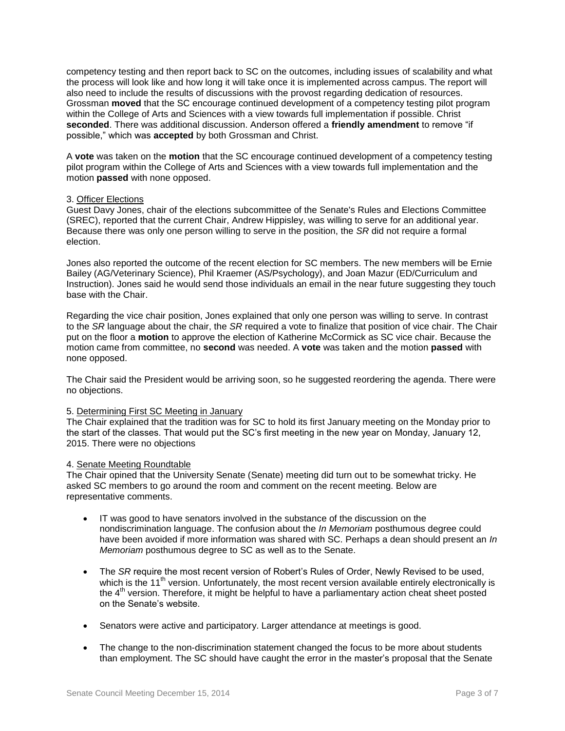competency testing and then report back to SC on the outcomes, including issues of scalability and what the process will look like and how long it will take once it is implemented across campus. The report will also need to include the results of discussions with the provost regarding dedication of resources. Grossman **moved** that the SC encourage continued development of a competency testing pilot program within the College of Arts and Sciences with a view towards full implementation if possible. Christ **seconded**. There was additional discussion. Anderson offered a **friendly amendment** to remove "if possible," which was **accepted** by both Grossman and Christ.

A **vote** was taken on the **motion** that the SC encourage continued development of a competency testing pilot program within the College of Arts and Sciences with a view towards full implementation and the motion **passed** with none opposed.

3. Officer Elections

Guest Davy Jones, chair of the elections subcommittee of the Senate's Rules and Elections Committee (SREC), reported that the current Chair, Andrew Hippisley, was willing to serve for an additional year. Because there was only one person willing to serve in the position, the *SR* did not require a formal election.

Jones also reported the outcome of the recent election for SC members. The new members will be Ernie Bailey (AG/Veterinary Science), Phil Kraemer (AS/Psychology), and Joan Mazur (ED/Curriculum and Instruction). Jones said he would send those individuals an email in the near future suggesting they touch base with the Chair.

Regarding the vice chair position, Jones explained that only one person was willing to serve. In contrast to the *SR* language about the chair, the *SR* required a vote to finalize that position of vice chair. The Chair put on the floor a **motion** to approve the election of Katherine McCormick as SC vice chair. Because the motion came from committee, no **second** was needed. A **vote** was taken and the motion **passed** with none opposed.

The Chair said the President would be arriving soon, so he suggested reordering the agenda. There were no objections.

5. Determining First SC Meeting in January

The Chair explained that the tradition was for SC to hold its first January meeting on the Monday prior to the start of the classes. That would put the SC's first meeting in the new year on Monday, January 12, 2015. There were no objections

4. Senate Meeting Roundtable

The Chair opined that the University Senate (Senate) meeting did turn out to be somewhat tricky. He asked SC members to go around the room and comment on the recent meeting. Below are representative comments.

- IT was good to have senators involved in the substance of the discussion on the nondiscrimination language. The confusion about the *In Memoriam* posthumous degree could have been avoided if more information was shared with SC. Perhaps a dean should present an *In Memoriam* posthumous degree to SC as well as to the Senate.
- The *SR* require the most recent version of Robert's Rules of Order, Newly Revised to be used, which is the 11th version. Unfortunately, the most recent version available entirely electronically is the 4th version. Therefore, it might be helpful to have a parliamentary action cheat sheet posted on the Senate's website.
- Senators were active and participatory. Larger attendance at meetings is good.
- The change to the non-discrimination statement changed the focus to be more about students than employment. The SC should have caught the error in the master's proposal that the Senate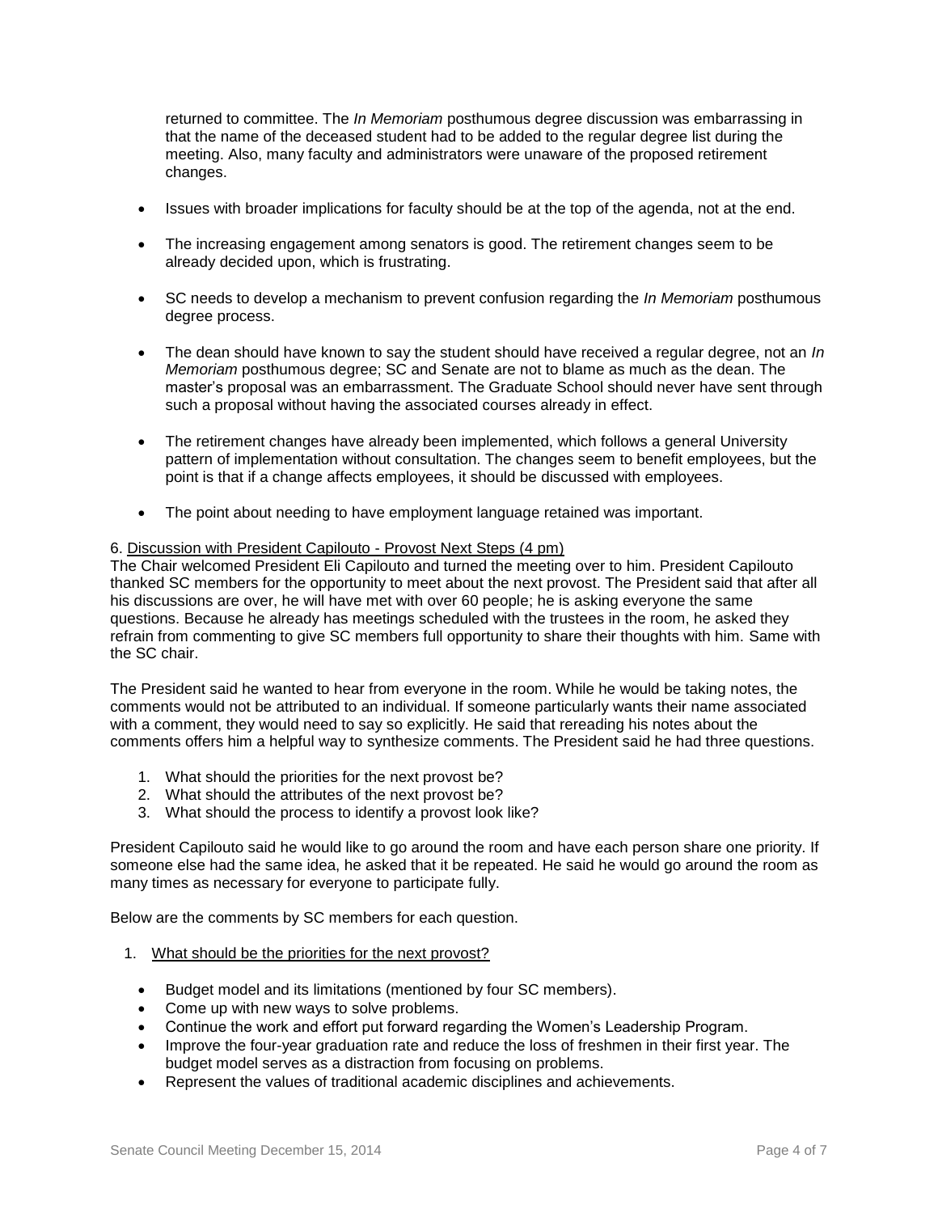returned to committee. The *In Memoriam* posthumous degree discussion was embarrassing in that the name of the deceased student had to be added to the regular degree list during the meeting. Also, many faculty and administrators were unaware of the proposed retirement changes.

- Issues with broader implications for faculty should be at the top of the agenda, not at the end.
- The increasing engagement among senators is good. The retirement changes seem to be already decided upon, which is frustrating.
- SC needs to develop a mechanism to prevent confusion regarding the *In Memoriam* posthumous degree process.
- The dean should have known to say the student should have received a regular degree, not an *In Memoriam* posthumous degree; SC and Senate are not to blame as much as the dean. The master's proposal was an embarrassment. The Graduate School should never have sent through such a proposal without having the associated courses already in effect.
- The retirement changes have already been implemented, which follows a general University pattern of implementation without consultation. The changes seem to benefit employees, but the point is that if a change affects employees, it should be discussed with employees.
- The point about needing to have employment language retained was important.

6. Discussion with President Capilouto - Provost Next Steps (4 pm)

The Chair welcomed President Eli Capilouto and turned the meeting over to him. President Capilouto thanked SC members for the opportunity to meet about the next provost. The President said that after all his discussions are over, he will have met with over 60 people; he is asking everyone the same questions. Because he already has meetings scheduled with the trustees in the room, he asked they refrain from commenting to give SC members full opportunity to share their thoughts with him. Same with the SC chair.

The President said he wanted to hear from everyone in the room. While he would be taking notes, the comments would not be attributed to an individual. If someone particularly wants their name associated with a comment, they would need to say so explicitly. He said that rereading his notes about the comments offers him a helpful way to synthesize comments. The President said he had three questions.

1. What should the priorities for the next provost be?
2. What should the attributes of the next provost be?
3. What should the process to identify a provost look like?

President Capilouto said he would like to go around the room and have each person share one priority. If someone else had the same idea, he asked that it be repeated. He said he would go around the room as many times as necessary for everyone to participate fully.

Below are the comments by SC members for each question.

1. What should be the priorities for the next provost?
   - Budget model and its limitations (mentioned by four SC members).
   - Come up with new ways to solve problems.
   - Continue the work and effort put forward regarding the Women's Leadership Program.
   - Improve the four-year graduation rate and reduce the loss of freshmen in their first year. The budget model serves as a distraction from focusing on problems.
   - Represent the values of traditional academic disciplines and achievements.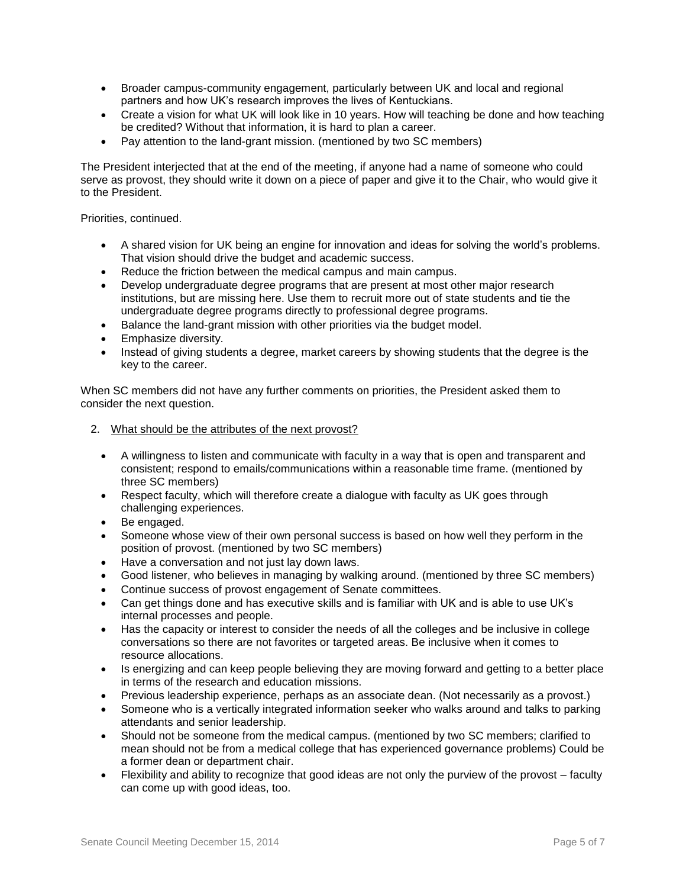- Broader campus-community engagement, particularly between UK and local and regional partners and how UK's research improves the lives of Kentuckians.
- Create a vision for what UK will look like in 10 years. How will teaching be done and how teaching be credited? Without that information, it is hard to plan a career.
- Pay attention to the land-grant mission. (mentioned by two SC members)

The President interjected that at the end of the meeting, if anyone had a name of someone who could serve as provost, they should write it down on a piece of paper and give it to the Chair, who would give it to the President.

Priorities, continued.

- A shared vision for UK being an engine for innovation and ideas for solving the world's problems. That vision should drive the budget and academic success.
- Reduce the friction between the medical campus and main campus.
- Develop undergraduate degree programs that are present at most other major research institutions, but are missing here. Use them to recruit more out of state students and tie the undergraduate degree programs directly to professional degree programs.
- Balance the land-grant mission with other priorities via the budget model.
- Emphasize diversity.
- Instead of giving students a degree, market careers by showing students that the degree is the key to the career.

When SC members did not have any further comments on priorities, the President asked them to consider the next question.

2. What should be the attributes of the next provost?

- A willingness to listen and communicate with faculty in a way that is open and transparent and consistent; respond to emails/communications within a reasonable time frame. (mentioned by three SC members)
- Respect faculty, which will therefore create a dialogue with faculty as UK goes through challenging experiences.
- Be engaged.
- Someone whose view of their own personal success is based on how well they perform in the position of provost. (mentioned by two SC members)
- Have a conversation and not just lay down laws.
- Good listener, who believes in managing by walking around. (mentioned by three SC members)
- Continue success of provost engagement of Senate committees.
- Can get things done and has executive skills and is familiar with UK and is able to use UK's internal processes and people.
- Has the capacity or interest to consider the needs of all the colleges and be inclusive in college conversations so there are not favorites or targeted areas. Be inclusive when it comes to resource allocations.
- Is energizing and can keep people believing they are moving forward and getting to a better place in terms of the research and education missions.
- Previous leadership experience, perhaps as an associate dean. (Not necessarily as a provost.)
- Someone who is a vertically integrated information seeker who walks around and talks to parking attendants and senior leadership.
- Should not be someone from the medical campus. (mentioned by two SC members; clarified to mean should not be from a medical college that has experienced governance problems) Could be a former dean or department chair.
- Flexibility and ability to recognize that good ideas are not only the purview of the provost – faculty can come up with good ideas, too.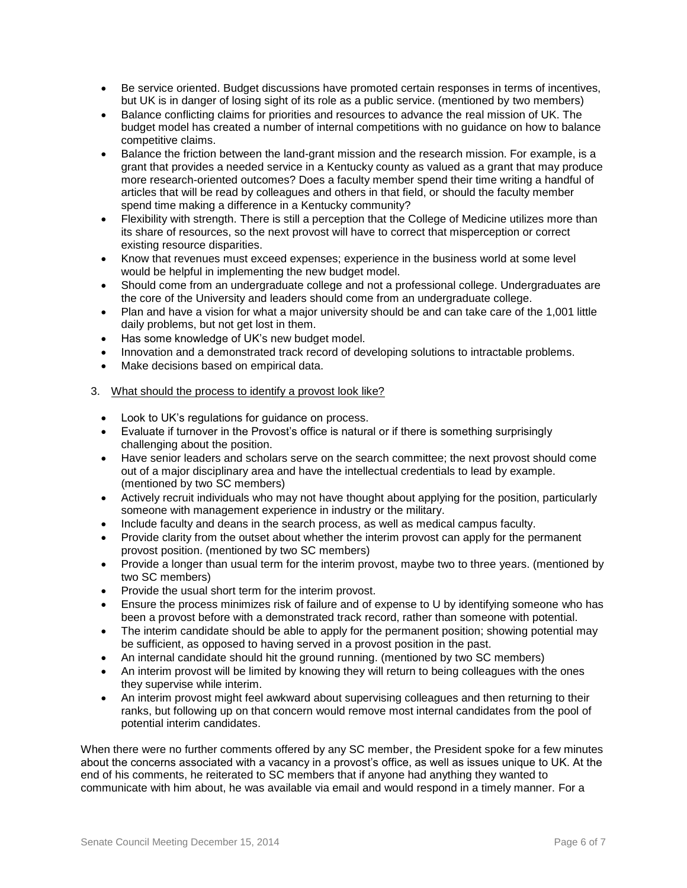- Be service oriented. Budget discussions have promoted certain responses in terms of incentives, but UK is in danger of losing sight of its role as a public service. (mentioned by two members)
- Balance conflicting claims for priorities and resources to advance the real mission of UK. The budget model has created a number of internal competitions with no guidance on how to balance competitive claims.
- Balance the friction between the land-grant mission and the research mission. For example, is a grant that provides a needed service in a Kentucky county as valued as a grant that may produce more research-oriented outcomes? Does a faculty member spend their time writing a handful of articles that will be read by colleagues and others in that field, or should the faculty member spend time making a difference in a Kentucky community?
- Flexibility with strength. There is still a perception that the College of Medicine utilizes more than its share of resources, so the next provost will have to correct that misperception or correct existing resource disparities.
- Know that revenues must exceed expenses; experience in the business world at some level would be helpful in implementing the new budget model.
- Should come from an undergraduate college and not a professional college. Undergraduates are the core of the University and leaders should come from an undergraduate college.
- Plan and have a vision for what a major university should be and can take care of the 1,001 little daily problems, but not get lost in them.
- Has some knowledge of UK's new budget model.
- Innovation and a demonstrated track record of developing solutions to intractable problems.
- Make decisions based on empirical data.

3. What should the process to identify a provost look like?

- Look to UK's regulations for guidance on process.
- Evaluate if turnover in the Provost's office is natural or if there is something surprisingly challenging about the position.
- Have senior leaders and scholars serve on the search committee; the next provost should come out of a major disciplinary area and have the intellectual credentials to lead by example. (mentioned by two SC members)
- Actively recruit individuals who may not have thought about applying for the position, particularly someone with management experience in industry or the military.
- Include faculty and deans in the search process, as well as medical campus faculty.
- Provide clarity from the outset about whether the interim provost can apply for the permanent provost position. (mentioned by two SC members)
- Provide a longer than usual term for the interim provost, maybe two to three years. (mentioned by two SC members)
- Provide the usual short term for the interim provost.
- Ensure the process minimizes risk of failure and of expense to U by identifying someone who has been a provost before with a demonstrated track record, rather than someone with potential.
- The interim candidate should be able to apply for the permanent position; showing potential may be sufficient, as opposed to having served in a provost position in the past.
- An internal candidate should hit the ground running. (mentioned by two SC members)
- An interim provost will be limited by knowing they will return to being colleagues with the ones they supervise while interim.
- An interim provost might feel awkward about supervising colleagues and then returning to their ranks, but following up on that concern would remove most internal candidates from the pool of potential interim candidates.

When there were no further comments offered by any SC member, the President spoke for a few minutes about the concerns associated with a vacancy in a provost's office, as well as issues unique to UK. At the end of his comments, he reiterated to SC members that if anyone had anything they wanted to communicate with him about, he was available via email and would respond in a timely manner. For a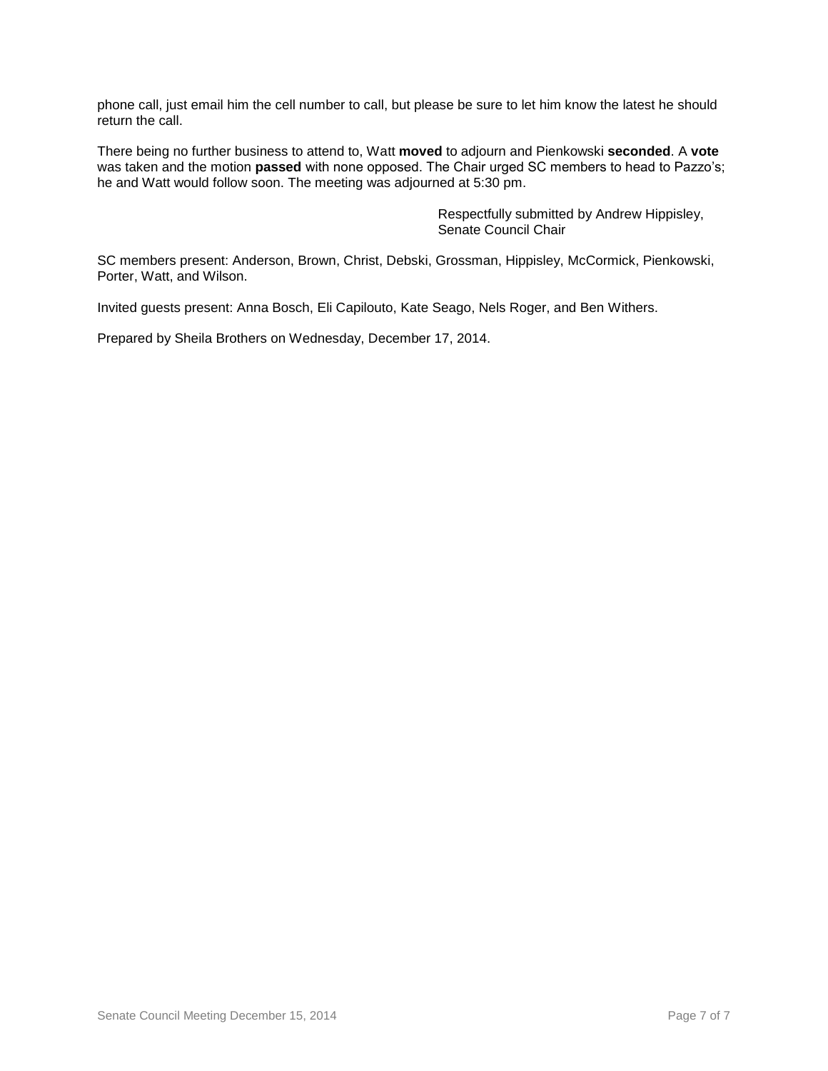phone call, just email him the cell number to call, but please be sure to let him know the latest he should return the call.

There being no further business to attend to, Watt **moved** to adjourn and Pienkowski **seconded**. A **vote** was taken and the motion **passed** with none opposed. The Chair urged SC members to head to Pazzo's; he and Watt would follow soon. The meeting was adjourned at 5:30 pm.

Respectfully submitted by Andrew Hippisley,
Senate Council Chair

SC members present: Anderson, Brown, Christ, Debski, Grossman, Hippisley, McCormick, Pienkowski, Porter, Watt, and Wilson.

Invited guests present: Anna Bosch, Eli Capilouto, Kate Seago, Nels Roger, and Ben Withers.

Prepared by Sheila Brothers on Wednesday, December 17, 2014.